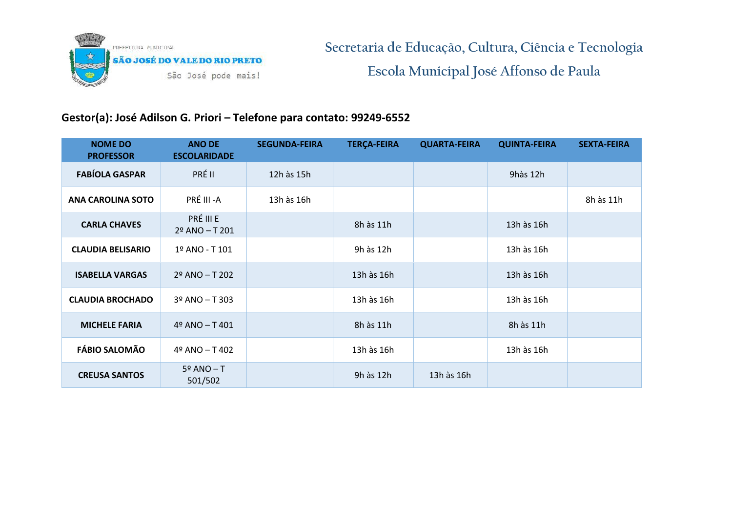PREFEITURA MUNICIPAL
SÃO JOSÉ DO VALE DO RIO PRETO
São José pode mais!

# Secretaria de Educação, Cultura, Ciência e Tecnologia

## Escola Municipal José Affonso de Paula

**Gestor(a): José Adilson G. Priori – Telefone para contato: 99249-6552**

| NOME DO PROFESSOR | ANO DE ESCOLARIDADE | SEGUNDA-FEIRA | TERÇA-FEIRA | QUARTA-FEIRA | QUINTA-FEIRA | SEXTA-FEIRA |
|---|---|---|---|---|---|---|
| **FABÍOLA GASPAR** | PRÉ II | 12h às 15h | | | 9hàs 12h | |
| **ANA CAROLINA SOTO** | PRÉ III -A | 13h às 16h | | | | 8h às 11h |
| **CARLA CHAVES** | PRÉ III E 2º ANO – T 201 | | 8h às 11h | | 13h às 16h | |
| **CLAUDIA BELISARIO** | 1º ANO - T 101 | | 9h às 12h | | 13h às 16h | |
| **ISABELLA VARGAS** | 2º ANO – T 202 | | 13h às 16h | | 13h às 16h | |
| **CLAUDIA BROCHADO** | 3º ANO – T 303 | | 13h às 16h | | 13h às 16h | |
| **MICHELE FARIA** | 4º ANO – T 401 | | 8h às 11h | | 8h às 11h | |
| **FÁBIO SALOMÃO** | 4º ANO – T 402 | | 13h às 16h | | 13h às 16h | |
| **CREUSA SANTOS** | 5º ANO – T 501/502 | | 9h às 12h | 13h às 16h | | |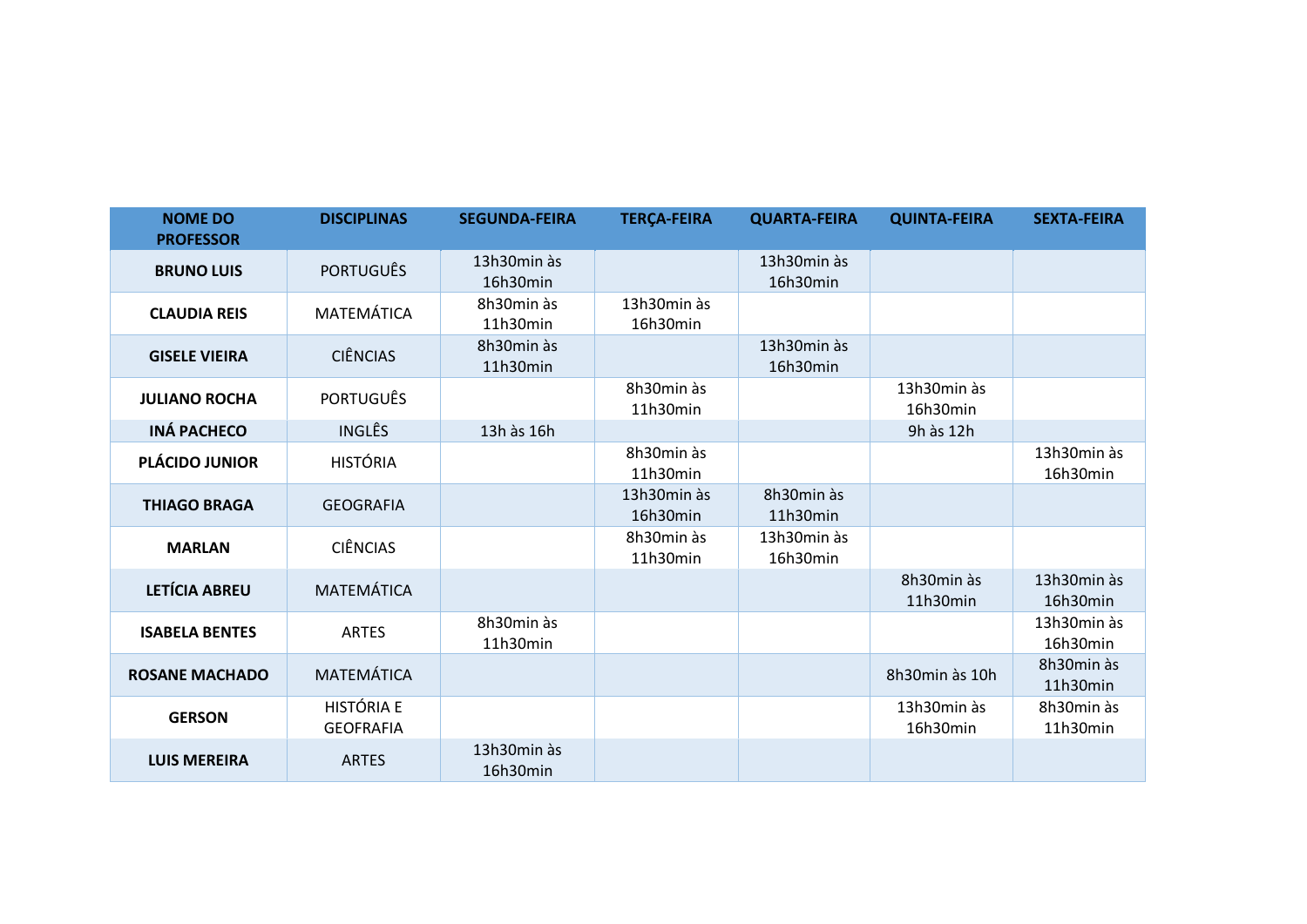| NOME DO PROFESSOR | DISCIPLINAS | SEGUNDA-FEIRA | TERÇA-FEIRA | QUARTA-FEIRA | QUINTA-FEIRA | SEXTA-FEIRA |
|---|---|---|---|---|---|---|
| **BRUNO LUIS** | PORTUGUÊS | 13h30min às 16h30min | | 13h30min às 16h30min | | |
| **CLAUDIA REIS** | MATEMÁTICA | 8h30min às 11h30min | 13h30min às 16h30min | | | |
| **GISELE VIEIRA** | CIÊNCIAS | 8h30min às 11h30min | | 13h30min às 16h30min | | |
| **JULIANO ROCHA** | PORTUGUÊS | | 8h30min às 11h30min | | 13h30min às 16h30min | |
| **INÁ PACHECO** | INGLÊS | 13h às 16h | | | 9h às 12h | |
| **PLÁCIDO JUNIOR** | HISTÓRIA | | 8h30min às 11h30min | | | 13h30min às 16h30min |
| **THIAGO BRAGA** | GEOGRAFIA | | 13h30min às 16h30min | 8h30min às 11h30min | | |
| **MARLAN** | CIÊNCIAS | | 8h30min às 11h30min | 13h30min às 16h30min | | |
| **LETÍCIA ABREU** | MATEMÁTICA | | | | 8h30min às 11h30min | 13h30min às 16h30min |
| **ISABELA BENTES** | ARTES | 8h30min às 11h30min | | | | 13h30min às 16h30min |
| **ROSANE MACHADO** | MATEMÁTICA | | | | 8h30min às 10h | 8h30min às 11h30min |
| **GERSON** | HISTÓRIA E GEOFRAFIA | | | | 13h30min às 16h30min | 8h30min às 11h30min |
| **LUIS MEREIRA** | ARTES | 13h30min às 16h30min | | | | |